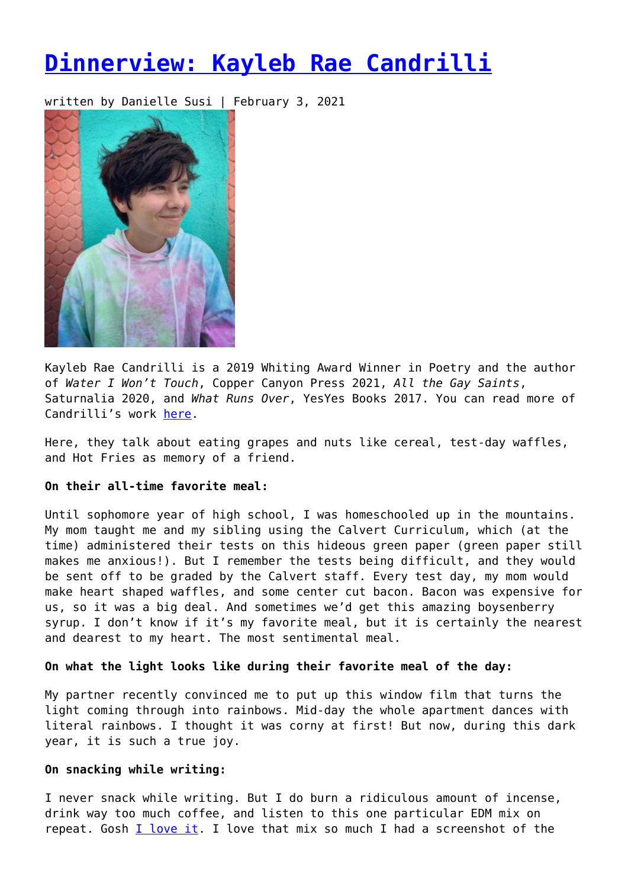# Dinnerview: Kayleb Rae Candrilli

written by Danielle Susi | February 3, 2021

Kayleb Rae Candrilli is a 2019 Whiting Award Winner in Poetry and the author of *Water I Won't Touch*, Copper Canyon Press 2021, *All the Gay Saints*, Saturnalia 2020, and *What Runs Over*, YesYes Books 2017. You can read more of Candrilli's work here.

Here, they talk about eating grapes and nuts like cereal, test-day waffles, and Hot Fries as memory of a friend.

**On their all-time favorite meal:**

Until sophomore year of high school, I was homeschooled up in the mountains. My mom taught me and my sibling using the Calvert Curriculum, which (at the time) administered their tests on this hideous green paper (green paper still makes me anxious!). But I remember the tests being difficult, and they would be sent off to be graded by the Calvert staff. Every test day, my mom would make heart shaped waffles, and some center cut bacon. Bacon was expensive for us, so it was a big deal. And sometimes we'd get this amazing boysenberry syrup. I don't know if it's my favorite meal, but it is certainly the nearest and dearest to my heart. The most sentimental meal.

**On what the light looks like during their favorite meal of the day:**

My partner recently convinced me to put up this window film that turns the light coming through into rainbows. Mid-day the whole apartment dances with literal rainbows. I thought it was corny at first! But now, during this dark year, it is such a true joy.

**On snacking while writing:**

I never snack while writing. But I do burn a ridiculous amount of incense, drink way too much coffee, and listen to this one particular EDM mix on repeat. Gosh I love it. I love that mix so much I had a screenshot of the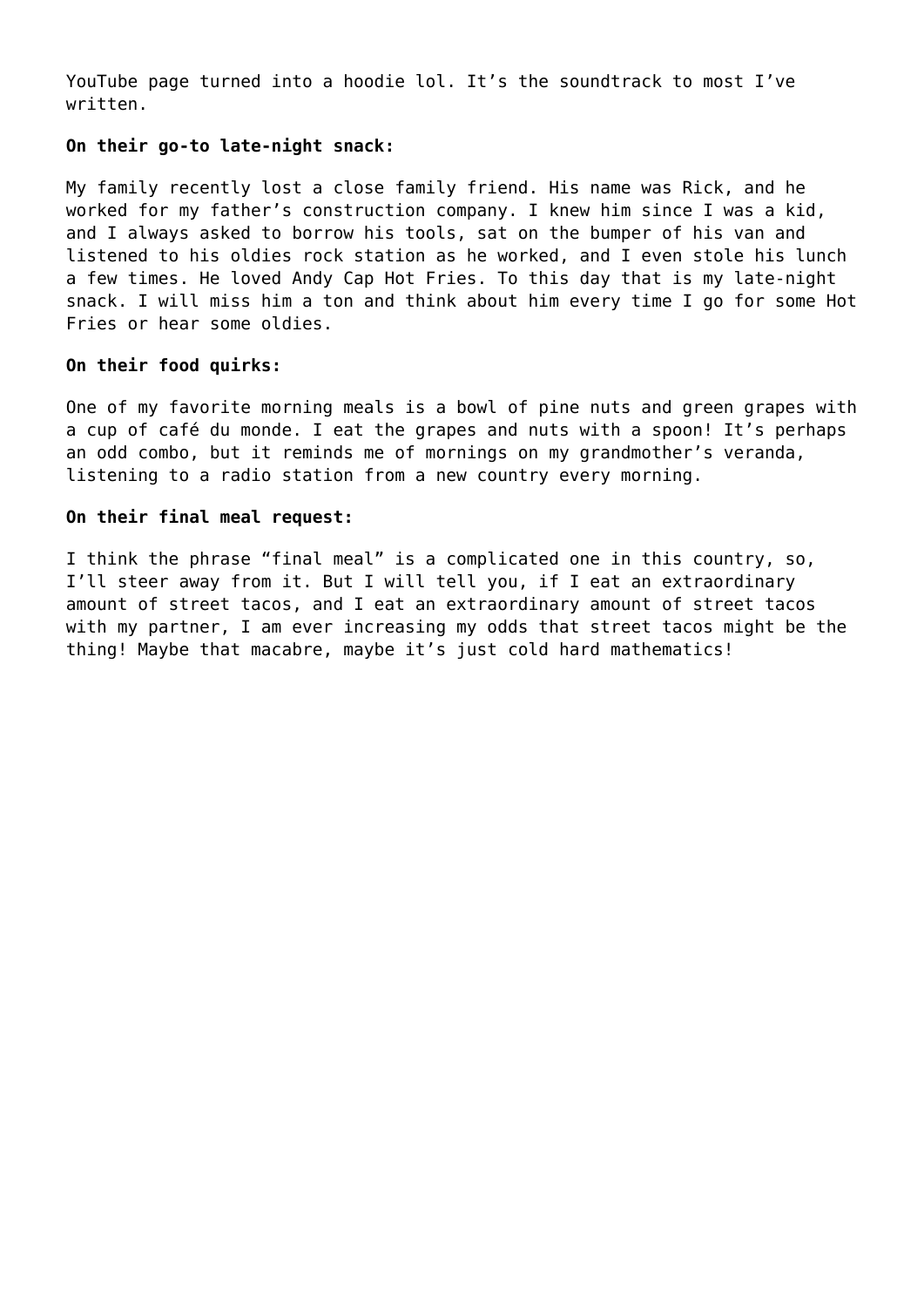YouTube page turned into a hoodie lol. It’s the soundtrack to most I’ve written.

**On their go-to late-night snack:**

My family recently lost a close family friend. His name was Rick, and he worked for my father’s construction company. I knew him since I was a kid, and I always asked to borrow his tools, sat on the bumper of his van and listened to his oldies rock station as he worked, and I even stole his lunch a few times. He loved Andy Cap Hot Fries. To this day that is my late-night snack. I will miss him a ton and think about him every time I go for some Hot Fries or hear some oldies.

**On their food quirks:**

One of my favorite morning meals is a bowl of pine nuts and green grapes with a cup of café du monde. I eat the grapes and nuts with a spoon! It’s perhaps an odd combo, but it reminds me of mornings on my grandmother’s veranda, listening to a radio station from a new country every morning.

**On their final meal request:**

I think the phrase “final meal” is a complicated one in this country, so, I’ll steer away from it. But I will tell you, if I eat an extraordinary amount of street tacos, and I eat an extraordinary amount of street tacos with my partner, I am ever increasing my odds that street tacos might be the thing! Maybe that macabre, maybe it’s just cold hard mathematics!